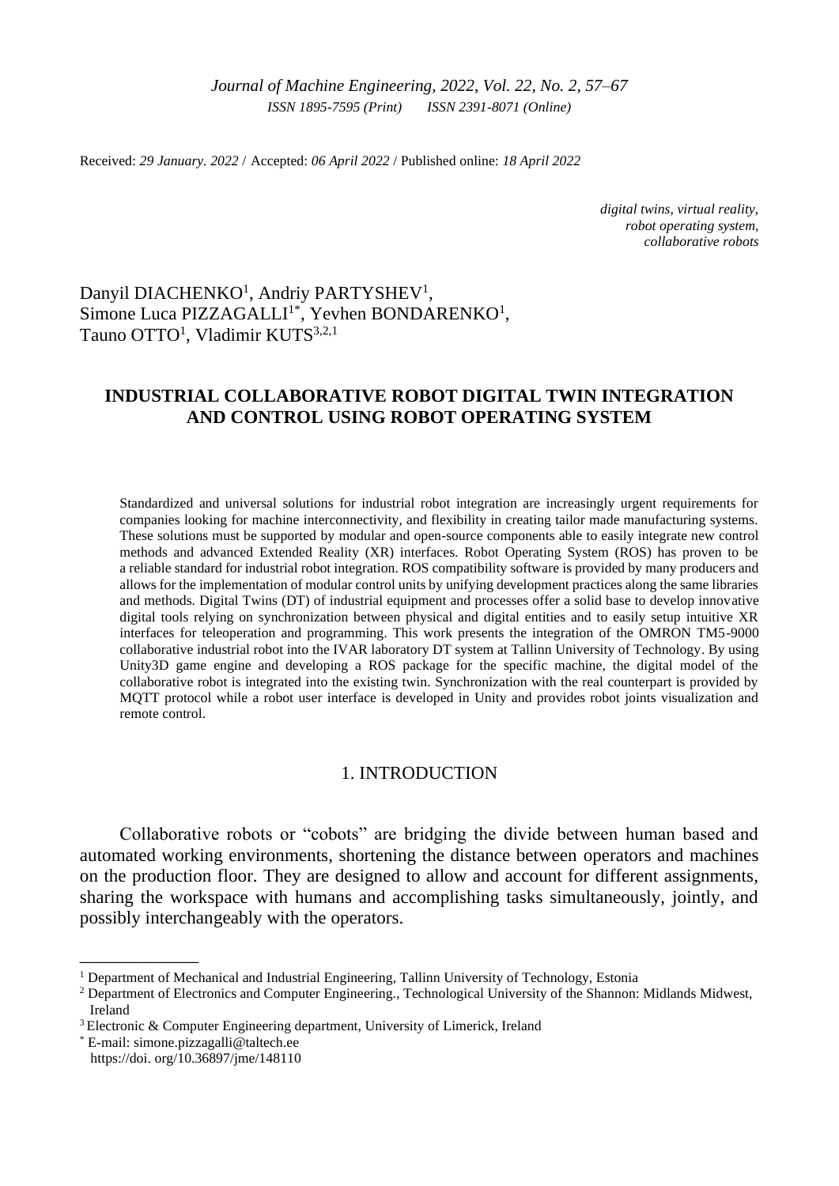Received: *29 January. 2022* / Accepted: *06 April 2022* / Published online: *18 April 2022*

*digital twins, virtual reality,*
*robot operating system,*
*collaborative robots*

Danyil DIACHENKO[1], Andriy PARTYSHEV[1], Simone Luca PIZZAGALLI[1*], Yevhen BONDARENKO[1], Tauno OTTO[1], Vladimir KUTS[3,2,1]

# INDUSTRIAL COLLABORATIVE ROBOT DIGITAL TWIN INTEGRATION AND CONTROL USING ROBOT OPERATING SYSTEM

Standardized and universal solutions for industrial robot integration are increasingly urgent requirements for companies looking for machine interconnectivity, and flexibility in creating tailor made manufacturing systems. These solutions must be supported by modular and open-source components able to easily integrate new control methods and advanced Extended Reality (XR) interfaces. Robot Operating System (ROS) has proven to be a reliable standard for industrial robot integration. ROS compatibility software is provided by many producers and allows for the implementation of modular control units by unifying development practices along the same libraries and methods. Digital Twins (DT) of industrial equipment and processes offer a solid base to develop innovative digital tools relying on synchronization between physical and digital entities and to easily setup intuitive XR interfaces for teleoperation and programming. This work presents the integration of the OMRON TM5-9000 collaborative industrial robot into the IVAR laboratory DT system at Tallinn University of Technology. By using Unity3D game engine and developing a ROS package for the specific machine, the digital model of the collaborative robot is integrated into the existing twin. Synchronization with the real counterpart is provided by MQTT protocol while a robot user interface is developed in Unity and provides robot joints visualization and remote control.

## 1. INTRODUCTION

Collaborative robots or "cobots" are bridging the divide between human based and automated working environments, shortening the distance between operators and machines on the production floor. They are designed to allow and account for different assignments, sharing the workspace with humans and accomplishing tasks simultaneously, jointly, and possibly interchangeably with the operators.

---

[1] Department of Mechanical and Industrial Engineering, Tallinn University of Technology, Estonia
[2] Department of Electronics and Computer Engineering., Technological University of the Shannon: Midlands Midwest, Ireland
[3] Electronic & Computer Engineering department, University of Limerick, Ireland
[*] E-mail: simone.pizzagalli@taltech.ee
https://doi. org/10.36897/jme/148110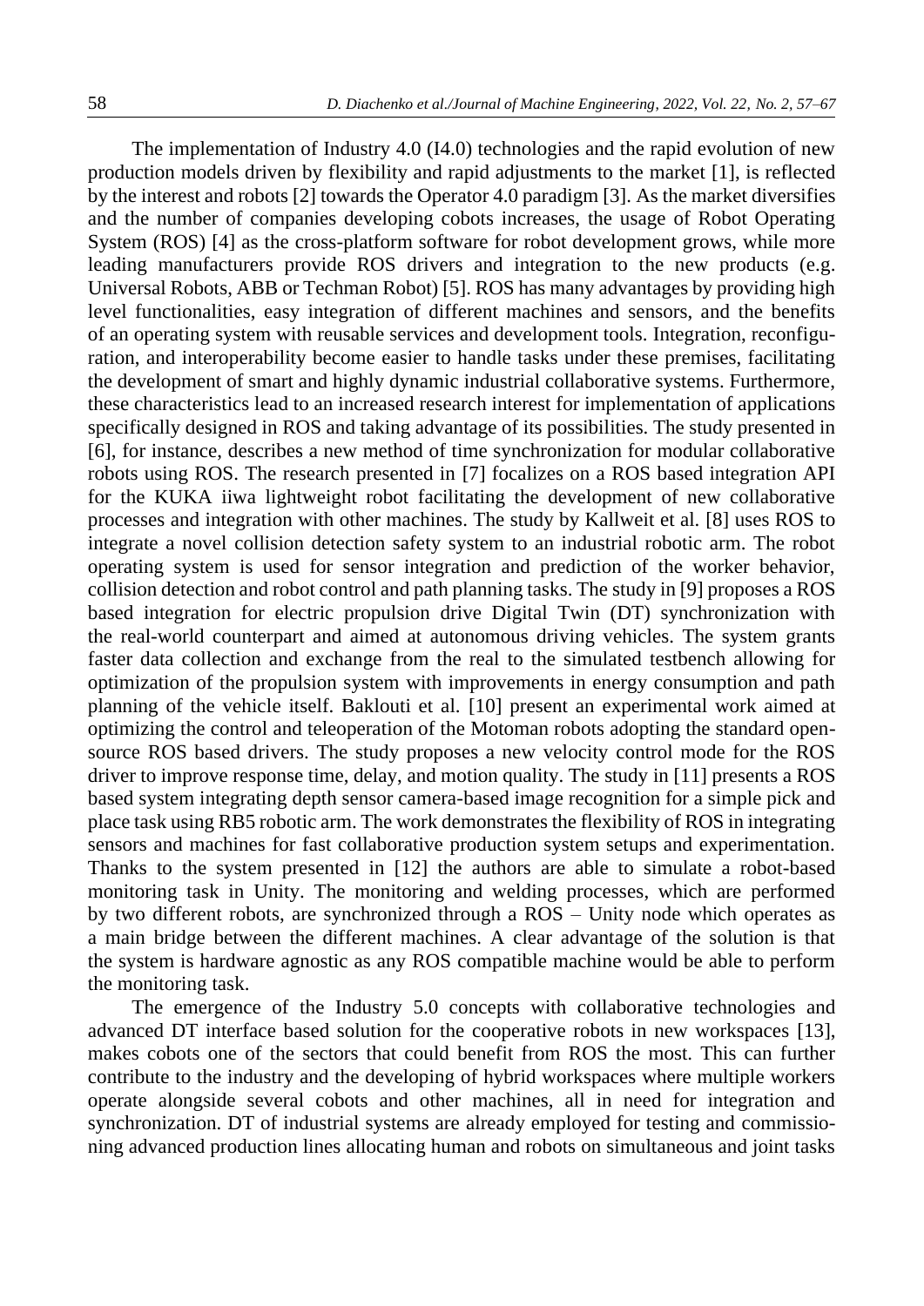The implementation of Industry 4.0 (I4.0) technologies and the rapid evolution of new production models driven by flexibility and rapid adjustments to the market [1], is reflected by the interest and robots [2] towards the Operator 4.0 paradigm [3]. As the market diversifies and the number of companies developing cobots increases, the usage of Robot Operating System (ROS) [4] as the cross-platform software for robot development grows, while more leading manufacturers provide ROS drivers and integration to the new products (e.g. Universal Robots, ABB or Techman Robot) [5]. ROS has many advantages by providing high level functionalities, easy integration of different machines and sensors, and the benefits of an operating system with reusable services and development tools. Integration, reconfiguration, and interoperability become easier to handle tasks under these premises, facilitating the development of smart and highly dynamic industrial collaborative systems. Furthermore, these characteristics lead to an increased research interest for implementation of applications specifically designed in ROS and taking advantage of its possibilities. The study presented in [6], for instance, describes a new method of time synchronization for modular collaborative robots using ROS. The research presented in [7] focalizes on a ROS based integration API for the KUKA iiwa lightweight robot facilitating the development of new collaborative processes and integration with other machines. The study by Kallweit et al. [8] uses ROS to integrate a novel collision detection safety system to an industrial robotic arm. The robot operating system is used for sensor integration and prediction of the worker behavior, collision detection and robot control and path planning tasks. The study in [9] proposes a ROS based integration for electric propulsion drive Digital Twin (DT) synchronization with the real-world counterpart and aimed at autonomous driving vehicles. The system grants faster data collection and exchange from the real to the simulated testbench allowing for optimization of the propulsion system with improvements in energy consumption and path planning of the vehicle itself. Baklouti et al. [10] present an experimental work aimed at optimizing the control and teleoperation of the Motoman robots adopting the standard open-source ROS based drivers. The study proposes a new velocity control mode for the ROS driver to improve response time, delay, and motion quality. The study in [11] presents a ROS based system integrating depth sensor camera-based image recognition for a simple pick and place task using RB5 robotic arm. The work demonstrates the flexibility of ROS in integrating sensors and machines for fast collaborative production system setups and experimentation. Thanks to the system presented in [12] the authors are able to simulate a robot-based monitoring task in Unity. The monitoring and welding processes, which are performed by two different robots, are synchronized through a ROS – Unity node which operates as a main bridge between the different machines. A clear advantage of the solution is that the system is hardware agnostic as any ROS compatible machine would be able to perform the monitoring task.

The emergence of the Industry 5.0 concepts with collaborative technologies and advanced DT interface based solution for the cooperative robots in new workspaces [13], makes cobots one of the sectors that could benefit from ROS the most. This can further contribute to the industry and the developing of hybrid workspaces where multiple workers operate alongside several cobots and other machines, all in need for integration and synchronization. DT of industrial systems are already employed for testing and commissioning advanced production lines allocating human and robots on simultaneous and joint tasks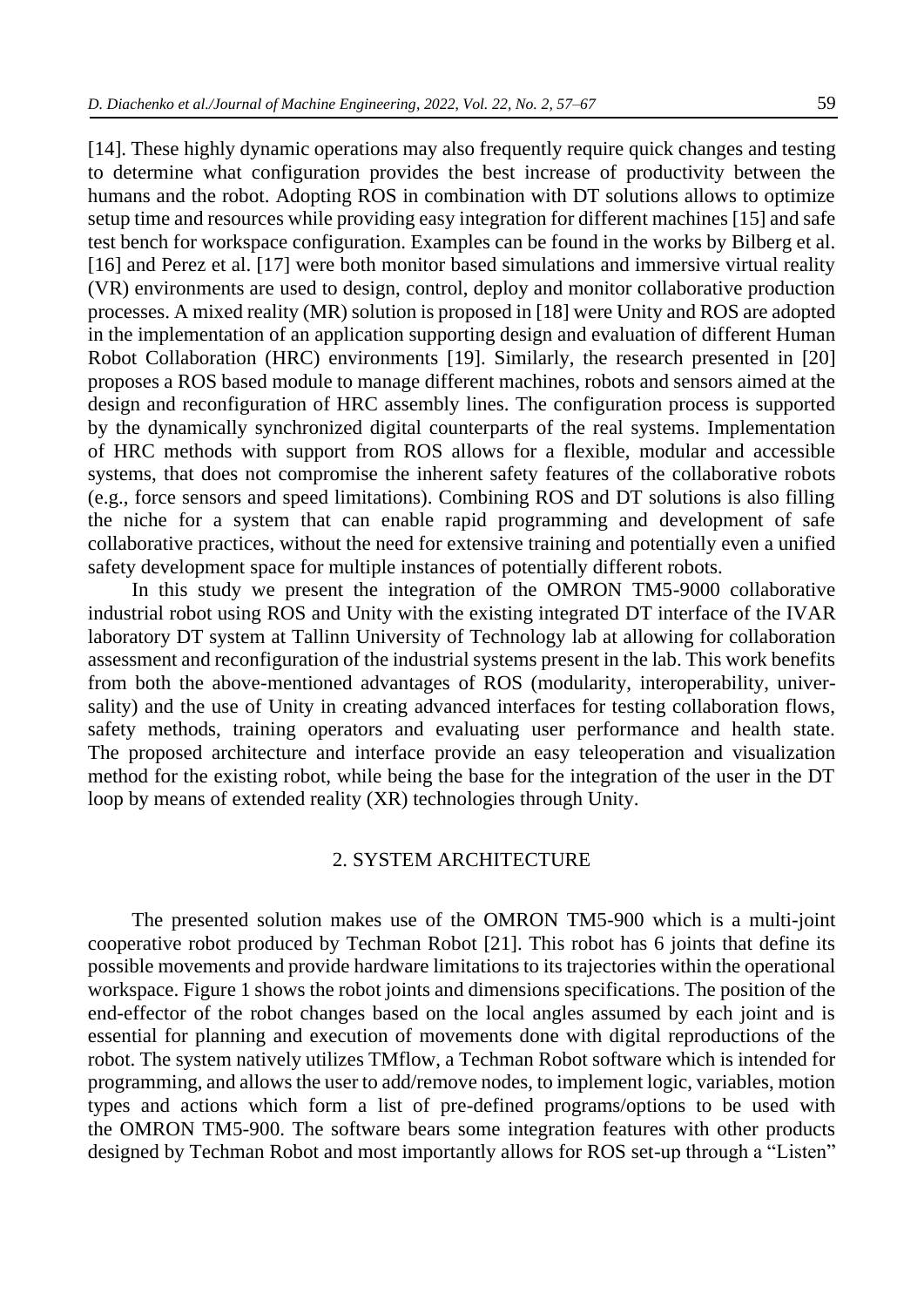[14]. These highly dynamic operations may also frequently require quick changes and testing to determine what configuration provides the best increase of productivity between the humans and the robot. Adopting ROS in combination with DT solutions allows to optimize setup time and resources while providing easy integration for different machines [15] and safe test bench for workspace configuration. Examples can be found in the works by Bilberg et al. [16] and Perez et al. [17] were both monitor based simulations and immersive virtual reality (VR) environments are used to design, control, deploy and monitor collaborative production processes. A mixed reality (MR) solution is proposed in [18] were Unity and ROS are adopted in the implementation of an application supporting design and evaluation of different Human Robot Collaboration (HRC) environments [19]. Similarly, the research presented in [20] proposes a ROS based module to manage different machines, robots and sensors aimed at the design and reconfiguration of HRC assembly lines. The configuration process is supported by the dynamically synchronized digital counterparts of the real systems. Implementation of HRC methods with support from ROS allows for a flexible, modular and accessible systems, that does not compromise the inherent safety features of the collaborative robots (e.g., force sensors and speed limitations). Combining ROS and DT solutions is also filling the niche for a system that can enable rapid programming and development of safe collaborative practices, without the need for extensive training and potentially even a unified safety development space for multiple instances of potentially different robots.

In this study we present the integration of the OMRON TM5-9000 collaborative industrial robot using ROS and Unity with the existing integrated DT interface of the IVAR laboratory DT system at Tallinn University of Technology lab at allowing for collaboration assessment and reconfiguration of the industrial systems present in the lab. This work benefits from both the above-mentioned advantages of ROS (modularity, interoperability, universality) and the use of Unity in creating advanced interfaces for testing collaboration flows, safety methods, training operators and evaluating user performance and health state. The proposed architecture and interface provide an easy teleoperation and visualization method for the existing robot, while being the base for the integration of the user in the DT loop by means of extended reality (XR) technologies through Unity.

## 2. SYSTEM ARCHITECTURE

The presented solution makes use of the OMRON TM5-900 which is a multi-joint cooperative robot produced by Techman Robot [21]. This robot has 6 joints that define its possible movements and provide hardware limitations to its trajectories within the operational workspace. Figure 1 shows the robot joints and dimensions specifications. The position of the end-effector of the robot changes based on the local angles assumed by each joint and is essential for planning and execution of movements done with digital reproductions of the robot. The system natively utilizes TMflow, a Techman Robot software which is intended for programming, and allows the user to add/remove nodes, to implement logic, variables, motion types and actions which form a list of pre-defined programs/options to be used with the OMRON TM5-900. The software bears some integration features with other products designed by Techman Robot and most importantly allows for ROS set-up through a "Listen"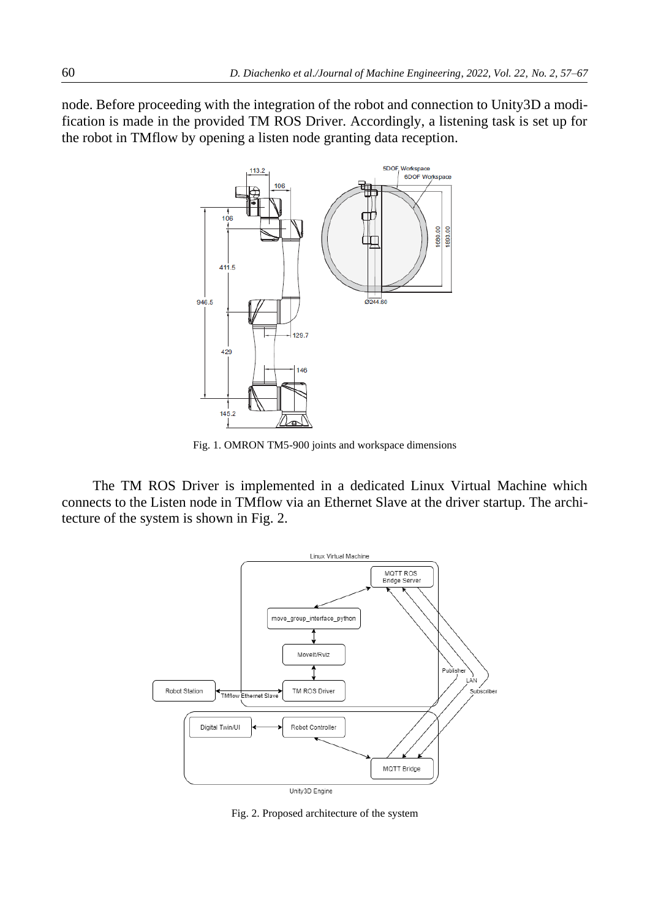node. Before proceeding with the integration of the robot and connection to Unity3D a modification is made in the provided TM ROS Driver. Accordingly, a listening task is set up for the robot in TMflow by opening a listen node granting data reception.

Fig. 1. OMRON TM5-900 joints and workspace dimensions

The TM ROS Driver is implemented in a dedicated Linux Virtual Machine which connects to the Listen node in TMflow via an Ethernet Slave at the driver startup. The architecture of the system is shown in Fig. 2.

Fig. 2. Proposed architecture of the system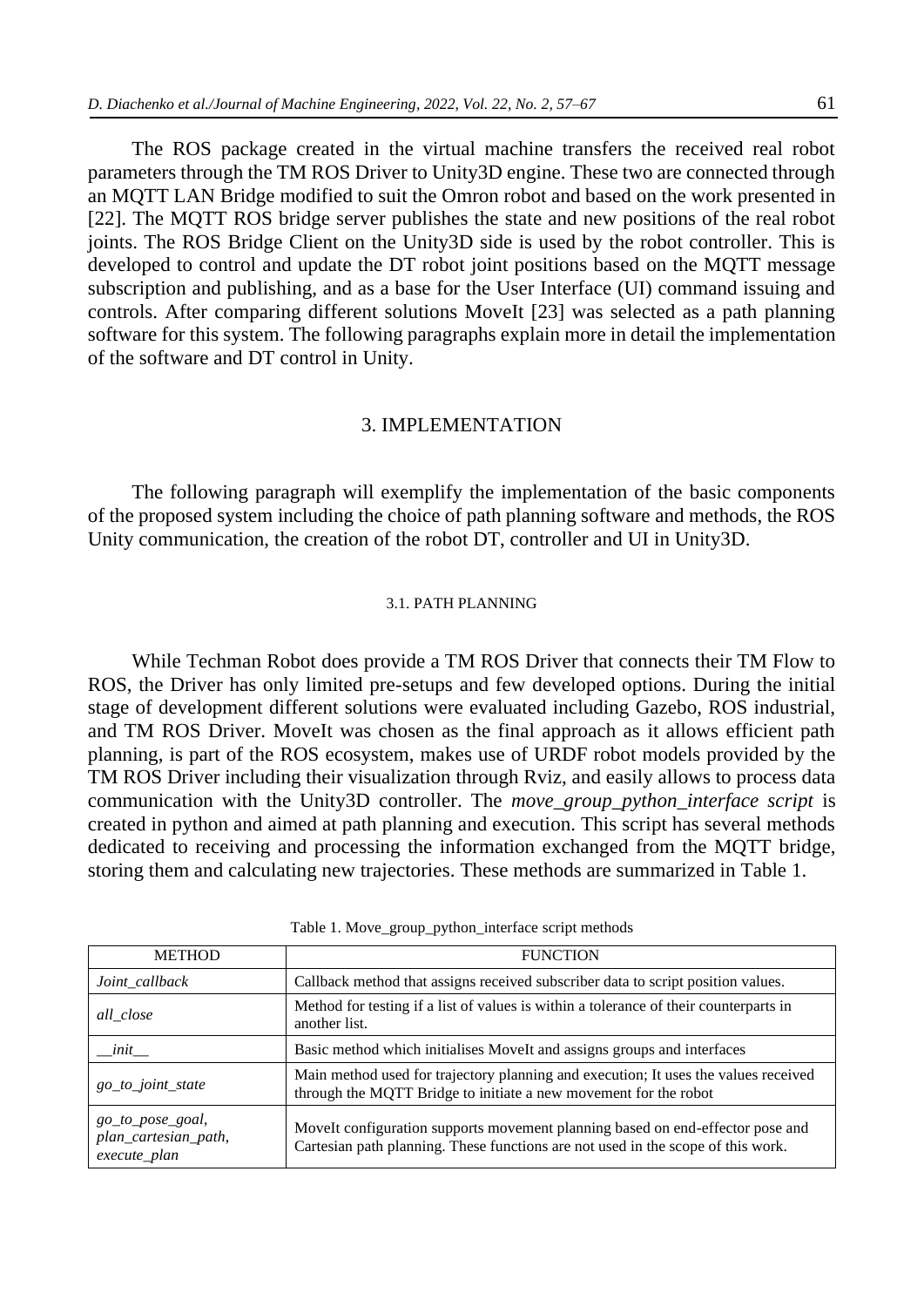The ROS package created in the virtual machine transfers the received real robot parameters through the TM ROS Driver to Unity3D engine. These two are connected through an MQTT LAN Bridge modified to suit the Omron robot and based on the work presented in [22]. The MQTT ROS bridge server publishes the state and new positions of the real robot joints. The ROS Bridge Client on the Unity3D side is used by the robot controller. This is developed to control and update the DT robot joint positions based on the MQTT message subscription and publishing, and as a base for the User Interface (UI) command issuing and controls. After comparing different solutions MoveIt [23] was selected as a path planning software for this system. The following paragraphs explain more in detail the implementation of the software and DT control in Unity.

## 3. IMPLEMENTATION

The following paragraph will exemplify the implementation of the basic components of the proposed system including the choice of path planning software and methods, the ROS Unity communication, the creation of the robot DT, controller and UI in Unity3D.

### 3.1. PATH PLANNING

While Techman Robot does provide a TM ROS Driver that connects their TM Flow to ROS, the Driver has only limited pre-setups and few developed options. During the initial stage of development different solutions were evaluated including Gazebo, ROS industrial, and TM ROS Driver. MoveIt was chosen as the final approach as it allows efficient path planning, is part of the ROS ecosystem, makes use of URDF robot models provided by the TM ROS Driver including their visualization through Rviz, and easily allows to process data communication with the Unity3D controller. The *move_group_python_interface script* is created in python and aimed at path planning and execution. This script has several methods dedicated to receiving and processing the information exchanged from the MQTT bridge, storing them and calculating new trajectories. These methods are summarized in Table 1.

Table 1. Move_group_python_interface script methods

| METHOD | FUNCTION |
|---|---|
| *Joint_callback* | Callback method that assigns received subscriber data to script position values. |
| *all_close* | Method for testing if a list of values is within a tolerance of their counterparts in another list. |
| *__init__* | Basic method which initialises MoveIt and assigns groups and interfaces |
| *go_to_joint_state* | Main method used for trajectory planning and execution; It uses the values received through the MQTT Bridge to initiate a new movement for the robot |
| *go_to_pose_goal*, *plan_cartesian_path*, *execute_plan* | MoveIt configuration supports movement planning based on end-effector pose and Cartesian path planning. These functions are not used in the scope of this work. |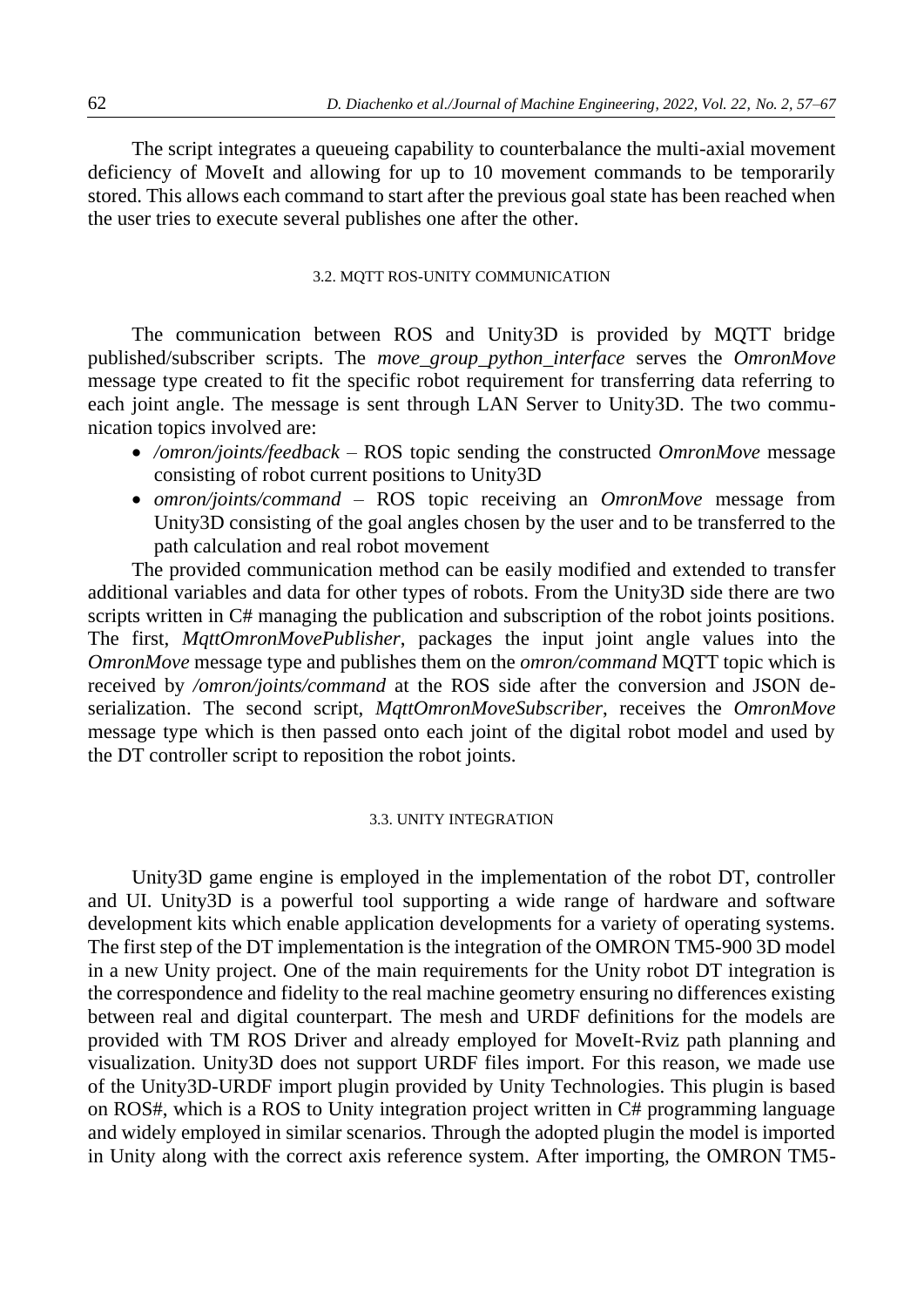The script integrates a queueing capability to counterbalance the multi-axial movement deficiency of MoveIt and allowing for up to 10 movement commands to be temporarily stored. This allows each command to start after the previous goal state has been reached when the user tries to execute several publishes one after the other.

### 3.2. MQTT ROS-UNITY COMMUNICATION

The communication between ROS and Unity3D is provided by MQTT bridge published/subscriber scripts. The *move_group_python_interface* serves the *OmronMove* message type created to fit the specific robot requirement for transferring data referring to each joint angle. The message is sent through LAN Server to Unity3D. The two communication topics involved are:

- */omron/joints/feedback* – ROS topic sending the constructed *OmronMove* message consisting of robot current positions to Unity3D
- *omron/joints/command* – ROS topic receiving an *OmronMove* message from Unity3D consisting of the goal angles chosen by the user and to be transferred to the path calculation and real robot movement

The provided communication method can be easily modified and extended to transfer additional variables and data for other types of robots. From the Unity3D side there are two scripts written in C# managing the publication and subscription of the robot joints positions. The first, *MqttOmronMovePublisher*, packages the input joint angle values into the *OmronMove* message type and publishes them on the *omron/command* MQTT topic which is received by */omron/joints/command* at the ROS side after the conversion and JSON deserialization. The second script, *MqttOmronMoveSubscriber*, receives the *OmronMove* message type which is then passed onto each joint of the digital robot model and used by the DT controller script to reposition the robot joints.

### 3.3. UNITY INTEGRATION

Unity3D game engine is employed in the implementation of the robot DT, controller and UI. Unity3D is a powerful tool supporting a wide range of hardware and software development kits which enable application developments for a variety of operating systems. The first step of the DT implementation is the integration of the OMRON TM5-900 3D model in a new Unity project. One of the main requirements for the Unity robot DT integration is the correspondence and fidelity to the real machine geometry ensuring no differences existing between real and digital counterpart. The mesh and URDF definitions for the models are provided with TM ROS Driver and already employed for MoveIt-Rviz path planning and visualization. Unity3D does not support URDF files import. For this reason, we made use of the Unity3D-URDF import plugin provided by Unity Technologies. This plugin is based on ROS#, which is a ROS to Unity integration project written in C# programming language and widely employed in similar scenarios. Through the adopted plugin the model is imported in Unity along with the correct axis reference system. After importing, the OMRON TM5-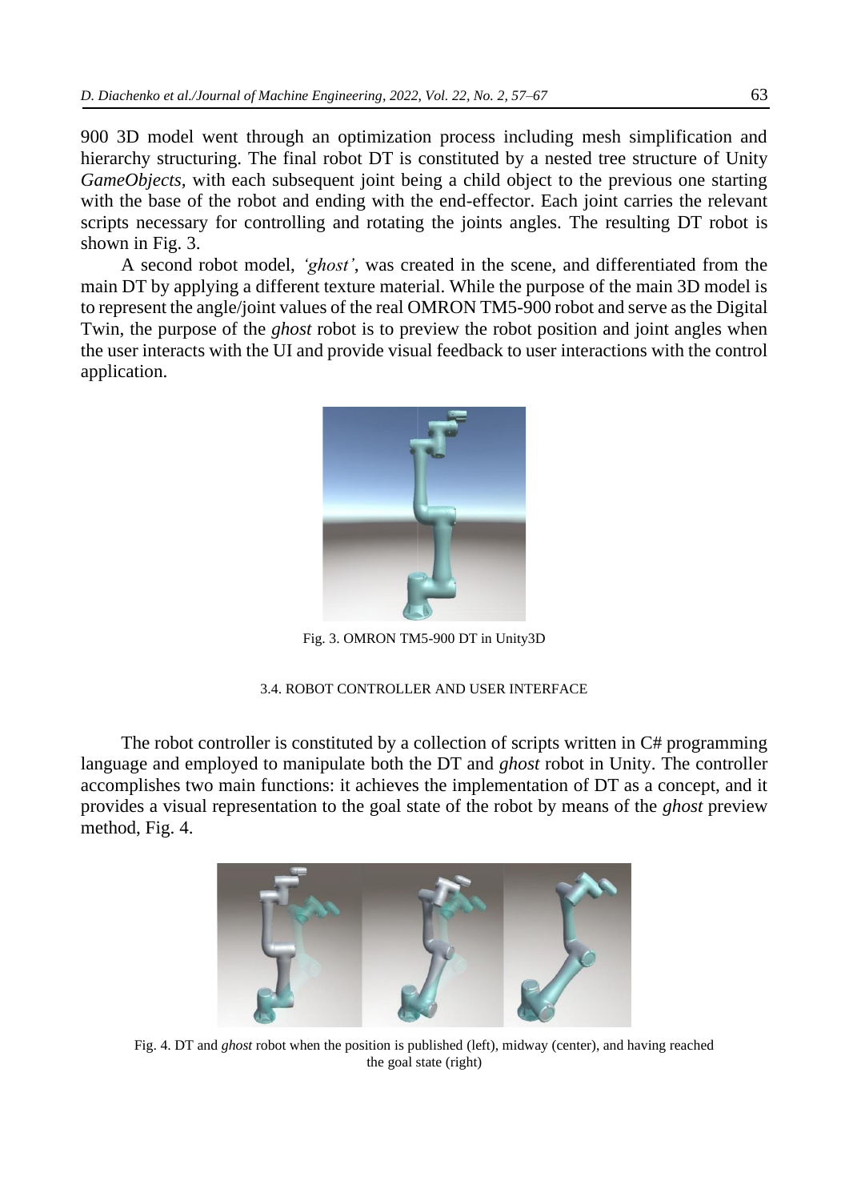900 3D model went through an optimization process including mesh simplification and hierarchy structuring. The final robot DT is constituted by a nested tree structure of Unity *GameObjects*, with each subsequent joint being a child object to the previous one starting with the base of the robot and ending with the end-effector. Each joint carries the relevant scripts necessary for controlling and rotating the joints angles. The resulting DT robot is shown in Fig. 3.

A second robot model, *'ghost'*, was created in the scene, and differentiated from the main DT by applying a different texture material. While the purpose of the main 3D model is to represent the angle/joint values of the real OMRON TM5-900 robot and serve as the Digital Twin, the purpose of the *ghost* robot is to preview the robot position and joint angles when the user interacts with the UI and provide visual feedback to user interactions with the control application.

Fig. 3. OMRON TM5-900 DT in Unity3D

### 3.4. ROBOT CONTROLLER AND USER INTERFACE

The robot controller is constituted by a collection of scripts written in C# programming language and employed to manipulate both the DT and *ghost* robot in Unity. The controller accomplishes two main functions: it achieves the implementation of DT as a concept, and it provides a visual representation to the goal state of the robot by means of the *ghost* preview method, Fig. 4.

Fig. 4. DT and *ghost* robot when the position is published (left), midway (center), and having reached the goal state (right)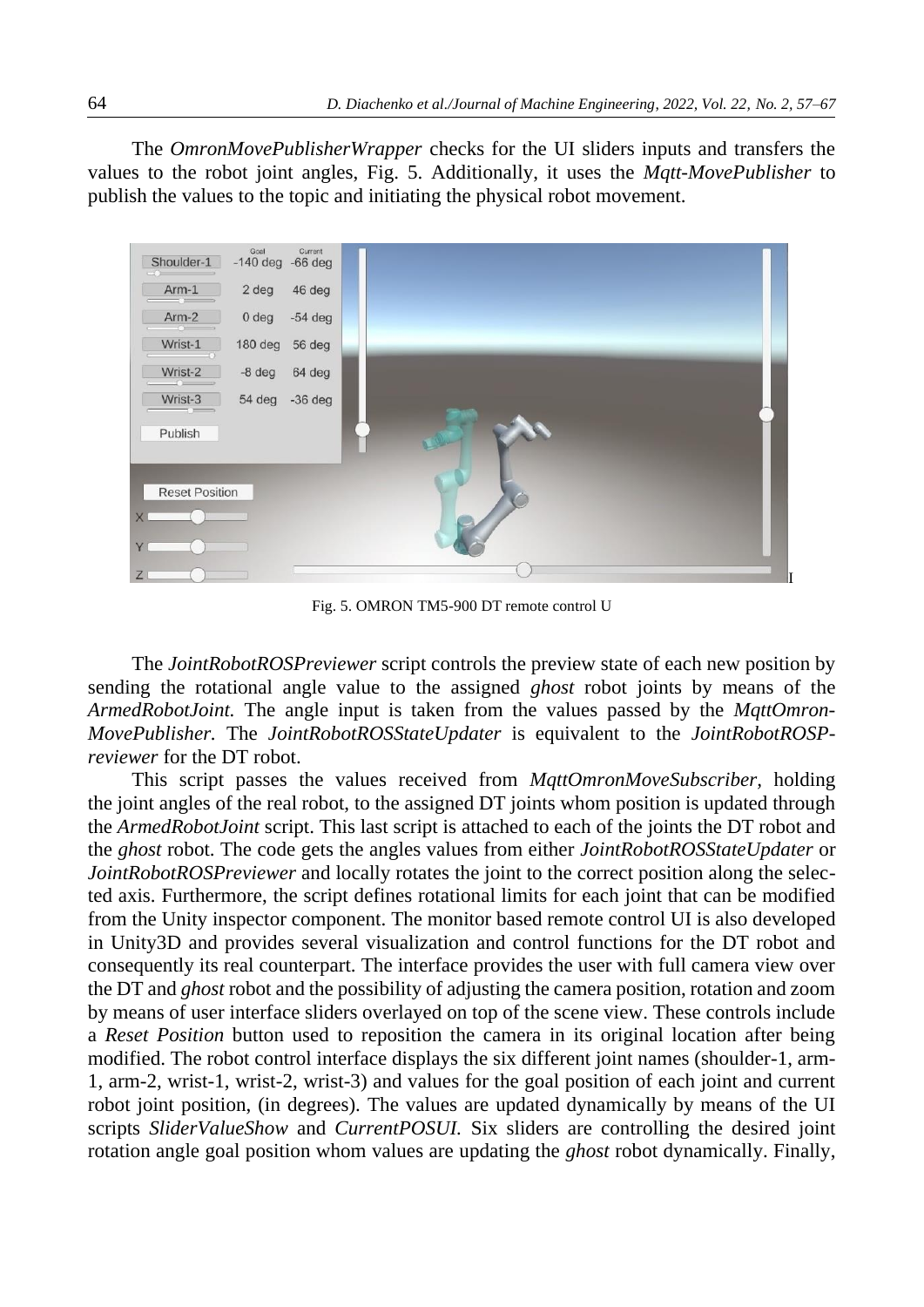The *OmronMovePublisherWrapper* checks for the UI sliders inputs and transfers the values to the robot joint angles, Fig. 5. Additionally, it uses the *Mqtt-MovePublisher* to publish the values to the topic and initiating the physical robot movement.

Fig. 5. OMRON TM5-900 DT remote control U

The *JointRobotROSPreviewer* script controls the preview state of each new position by sending the rotational angle value to the assigned *ghost* robot joints by means of the *ArmedRobotJoint.* The angle input is taken from the values passed by the *MqttOmron-MovePublisher.* The *JointRobotROSStateUpdater* is equivalent to the *JointRobotROSP-reviewer* for the DT robot.

This script passes the values received from *MqttOmronMoveSubscriber,* holding the joint angles of the real robot, to the assigned DT joints whom position is updated through the *ArmedRobotJoint* script. This last script is attached to each of the joints the DT robot and the *ghost* robot. The code gets the angles values from either *JointRobotROSStateUpdater* or *JointRobotROSPreviewer* and locally rotates the joint to the correct position along the selected axis. Furthermore, the script defines rotational limits for each joint that can be modified from the Unity inspector component. The monitor based remote control UI is also developed in Unity3D and provides several visualization and control functions for the DT robot and consequently its real counterpart. The interface provides the user with full camera view over the DT and *ghost* robot and the possibility of adjusting the camera position, rotation and zoom by means of user interface sliders overlayed on top of the scene view. These controls include a *Reset Position* button used to reposition the camera in its original location after being modified. The robot control interface displays the six different joint names (shoulder-1, arm-1, arm-2, wrist-1, wrist-2, wrist-3) and values for the goal position of each joint and current robot joint position, (in degrees). The values are updated dynamically by means of the UI scripts *SliderValueShow* and *CurrentPOSUI.* Six sliders are controlling the desired joint rotation angle goal position whom values are updating the *ghost* robot dynamically. Finally,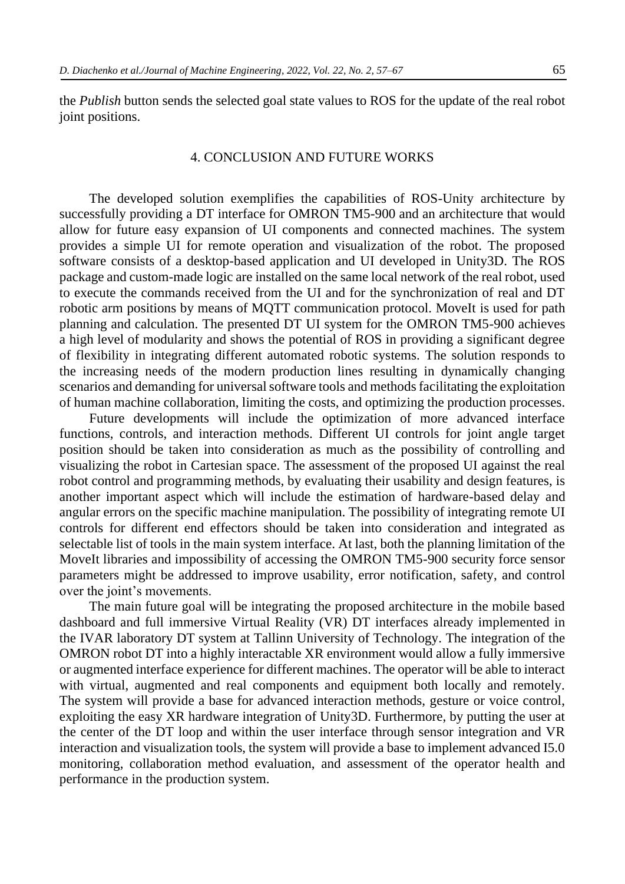the *Publish* button sends the selected goal state values to ROS for the update of the real robot joint positions.

## 4. CONCLUSION AND FUTURE WORKS

The developed solution exemplifies the capabilities of ROS-Unity architecture by successfully providing a DT interface for OMRON TM5-900 and an architecture that would allow for future easy expansion of UI components and connected machines. The system provides a simple UI for remote operation and visualization of the robot. The proposed software consists of a desktop-based application and UI developed in Unity3D. The ROS package and custom-made logic are installed on the same local network of the real robot, used to execute the commands received from the UI and for the synchronization of real and DT robotic arm positions by means of MQTT communication protocol. MoveIt is used for path planning and calculation. The presented DT UI system for the OMRON TM5-900 achieves a high level of modularity and shows the potential of ROS in providing a significant degree of flexibility in integrating different automated robotic systems. The solution responds to the increasing needs of the modern production lines resulting in dynamically changing scenarios and demanding for universal software tools and methods facilitating the exploitation of human machine collaboration, limiting the costs, and optimizing the production processes.

Future developments will include the optimization of more advanced interface functions, controls, and interaction methods. Different UI controls for joint angle target position should be taken into consideration as much as the possibility of controlling and visualizing the robot in Cartesian space. The assessment of the proposed UI against the real robot control and programming methods, by evaluating their usability and design features, is another important aspect which will include the estimation of hardware-based delay and angular errors on the specific machine manipulation. The possibility of integrating remote UI controls for different end effectors should be taken into consideration and integrated as selectable list of tools in the main system interface. At last, both the planning limitation of the MoveIt libraries and impossibility of accessing the OMRON TM5-900 security force sensor parameters might be addressed to improve usability, error notification, safety, and control over the joint's movements.

The main future goal will be integrating the proposed architecture in the mobile based dashboard and full immersive Virtual Reality (VR) DT interfaces already implemented in the IVAR laboratory DT system at Tallinn University of Technology. The integration of the OMRON robot DT into a highly interactable XR environment would allow a fully immersive or augmented interface experience for different machines. The operator will be able to interact with virtual, augmented and real components and equipment both locally and remotely. The system will provide a base for advanced interaction methods, gesture or voice control, exploiting the easy XR hardware integration of Unity3D. Furthermore, by putting the user at the center of the DT loop and within the user interface through sensor integration and VR interaction and visualization tools, the system will provide a base to implement advanced I5.0 monitoring, collaboration method evaluation, and assessment of the operator health and performance in the production system.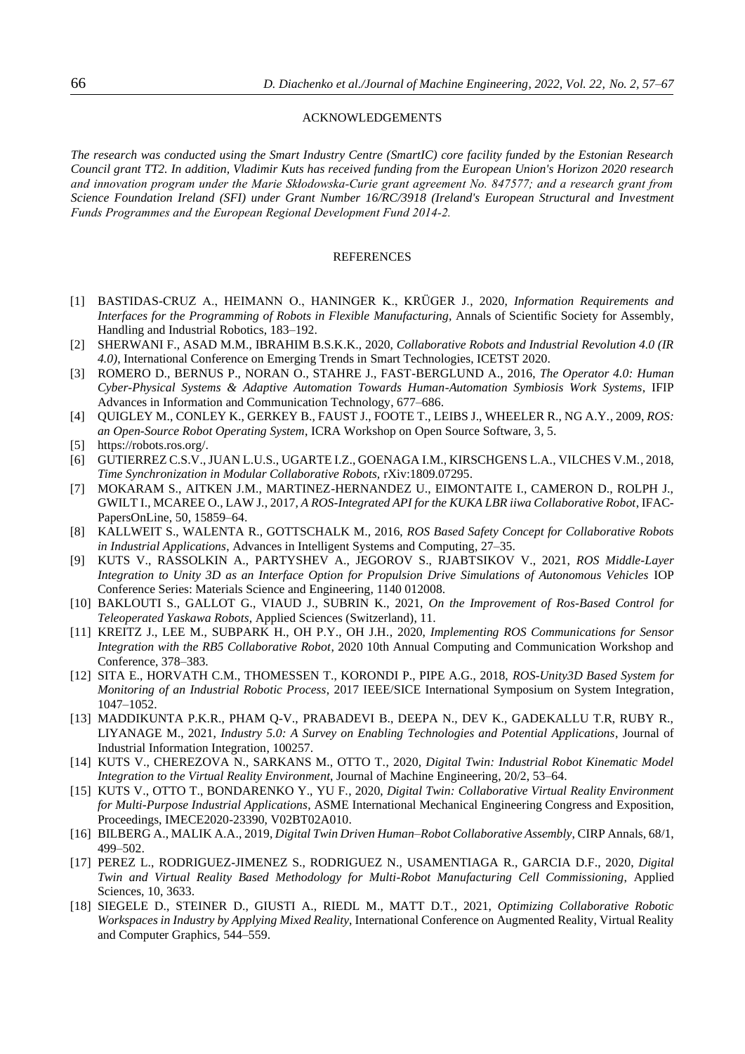## ACKNOWLEDGEMENTS

*The research was conducted using the Smart Industry Centre (SmartIC) core facility funded by the Estonian Research Council grant TT2. In addition, Vladimir Kuts has received funding from the European Union's Horizon 2020 research and innovation program under the Marie Skłodowska-Curie grant agreement No. 847577; and a research grant from Science Foundation Ireland (SFI) under Grant Number 16/RC/3918 (Ireland's European Structural and Investment Funds Programmes and the European Regional Development Fund 2014-2.*

## REFERENCES

[1] BASTIDAS-CRUZ A., HEIMANN O., HANINGER K., KRÜGER J., 2020, *Information Requirements and Interfaces for the Programming of Robots in Flexible Manufacturing*, Annals of Scientific Society for Assembly, Handling and Industrial Robotics, 183–192.

[2] SHERWANI F., ASAD M.M., IBRAHIM B.S.K.K., 2020, *Collaborative Robots and Industrial Revolution 4.0 (IR 4.0)*, International Conference on Emerging Trends in Smart Technologies, ICETST 2020.

[3] ROMERO D., BERNUS P., NORAN O., STAHRE J., FAST-BERGLUND A., 2016, *The Operator 4.0: Human Cyber-Physical Systems & Adaptive Automation Towards Human-Automation Symbiosis Work Systems*, IFIP Advances in Information and Communication Technology, 677–686.

[4] QUIGLEY M., CONLEY K., GERKEY B., FAUST J., FOOTE T., LEIBS J., WHEELER R., NG A.Y., 2009, *ROS: an Open-Source Robot Operating System*, ICRA Workshop on Open Source Software, 3, 5.

[5] https://robots.ros.org/.

[6] GUTIERREZ C.S.V., JUAN L.U.S., UGARTE I.Z., GOENAGA I.M., KIRSCHGENS L.A., VILCHES V.M., 2018, *Time Synchronization in Modular Collaborative Robots,* rXiv:1809.07295.

[7] MOKARAM S., AITKEN J.M., MARTINEZ-HERNANDEZ U., EIMONTAITE I., CAMERON D., ROLPH J., GWILT I., MCAREE O., LAW J., 2017, *A ROS-Integrated API for the KUKA LBR iiwa Collaborative Robot*, IFAC-PapersOnLine, 50, 15859–64.

[8] KALLWEIT S., WALENTA R., GOTTSCHALK M., 2016, *ROS Based Safety Concept for Collaborative Robots in Industrial Applications*, Advances in Intelligent Systems and Computing, 27–35.

[9] KUTS V., RASSOLKIN A., PARTYSHEV A., JEGOROV S., RJABTSIKOV V., 2021, *ROS Middle-Layer Integration to Unity 3D as an Interface Option for Propulsion Drive Simulations of Autonomous Vehicles* IOP Conference Series: Materials Science and Engineering, 1140 012008.

[10] BAKLOUTI S., GALLOT G., VIAUD J., SUBRIN K., 2021, *On the Improvement of Ros-Based Control for Teleoperated Yaskawa Robots*, Applied Sciences (Switzerland), 11.

[11] KREITZ J., LEE M., SUBPARK H., OH P.Y., OH J.H., 2020, *Implementing ROS Communications for Sensor Integration with the RB5 Collaborative Robot*, 2020 10th Annual Computing and Communication Workshop and Conference, 378–383.

[12] SITA E., HORVATH C.M., THOMESSEN T., KORONDI P., PIPE A.G., 2018, *ROS-Unity3D Based System for Monitoring of an Industrial Robotic Process*, 2017 IEEE/SICE International Symposium on System Integration, 1047–1052.

[13] MADDIKUNTA P.K.R., PHAM Q-V., PRABADEVI B., DEEPA N., DEV K., GADEKALLU T.R, RUBY R., LIYANAGE M., 2021, *Industry 5.0: A Survey on Enabling Technologies and Potential Applications*, Journal of Industrial Information Integration, 100257.

[14] KUTS V., CHEREZOVA N., SARKANS M., OTTO T., 2020, *Digital Twin: Industrial Robot Kinematic Model Integration to the Virtual Reality Environment*, Journal of Machine Engineering, 20/2, 53–64.

[15] KUTS V., OTTO T., BONDARENKO Y., YU F., 2020, *Digital Twin: Collaborative Virtual Reality Environment for Multi-Purpose Industrial Applications*, ASME International Mechanical Engineering Congress and Exposition, Proceedings, IMECE2020-23390, V02BT02A010.

[16] BILBERG A., MALIK A.A., 2019, *Digital Twin Driven Human–Robot Collaborative Assembly*, CIRP Annals, 68/1, 499–502.

[17] PEREZ L., RODRIGUEZ-JIMENEZ S., RODRIGUEZ N., USAMENTIAGA R., GARCIA D.F., 2020, *Digital Twin and Virtual Reality Based Methodology for Multi-Robot Manufacturing Cell Commissioning*, Applied Sciences, 10, 3633.

[18] SIEGELE D., STEINER D., GIUSTI A., RIEDL M., MATT D.T., 2021, *Optimizing Collaborative Robotic Workspaces in Industry by Applying Mixed Reality*, International Conference on Augmented Reality, Virtual Reality and Computer Graphics, 544–559.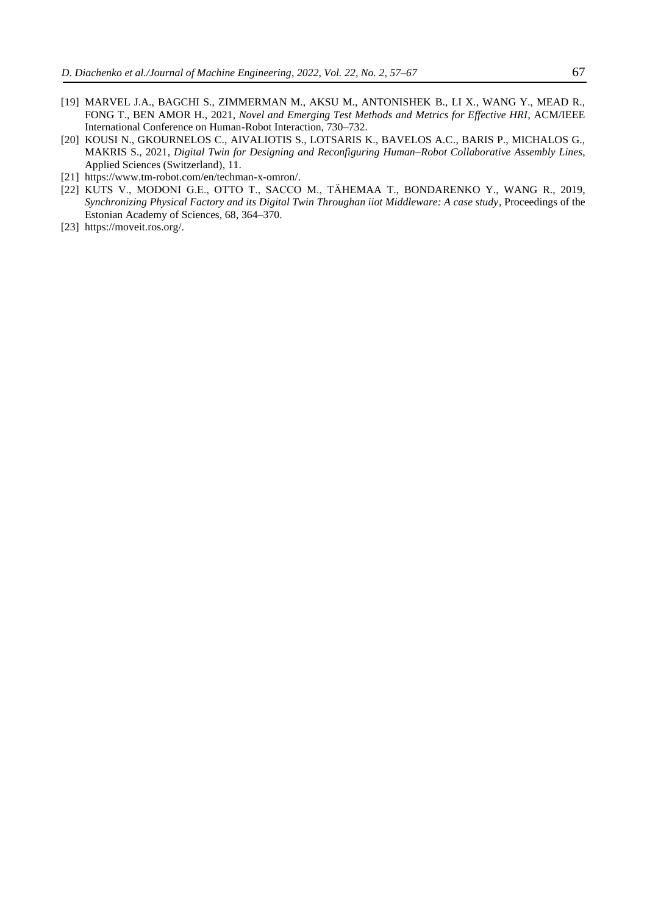[19] MARVEL J.A., BAGCHI S., ZIMMERMAN M., AKSU M., ANTONISHEK B., LI X., WANG Y., MEAD R., FONG T., BEN AMOR H., 2021, *Novel and Emerging Test Methods and Metrics for Effective HRI*, ACM/IEEE International Conference on Human-Robot Interaction, 730–732.

[20] KOUSI N., GKOURNELOS C., AIVALIOTIS S., LOTSARIS K., BAVELOS A.C., BARIS P., MICHALOS G., MAKRIS S., 2021, *Digital Twin for Designing and Reconfiguring Human–Robot Collaborative Assembly Lines*, Applied Sciences (Switzerland), 11.

[21] https://www.tm-robot.com/en/techman-x-omron/.

[22] KUTS V., MODONI G.E., OTTO T., SACCO M., TÄHEMAA T., BONDARENKO Y., WANG R., 2019, *Synchronizing Physical Factory and its Digital Twin Throughan iiot Middleware: A case study*, Proceedings of the Estonian Academy of Sciences, 68, 364–370.

[23] https://moveit.ros.org/.